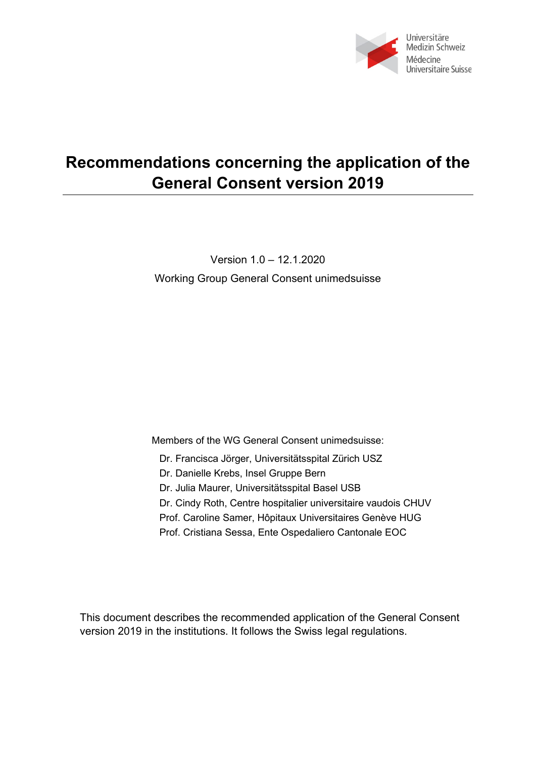Universitäre Medizin Schweiz
Médecine Universitaire Suisse

# Recommendations concerning the application of the General Consent version 2019

Version 1.0 – 12.1.2020

Working Group General Consent unimedsuisse

Members of the WG General Consent unimedsuisse:

- Dr. Francisca Jörger, Universitätsspital Zürich USZ
- Dr. Danielle Krebs, Insel Gruppe Bern
- Dr. Julia Maurer, Universitätsspital Basel USB
- Dr. Cindy Roth, Centre hospitalier universitaire vaudois CHUV
- Prof. Caroline Samer, Hôpitaux Universitaires Genève HUG
- Prof. Cristiana Sessa, Ente Ospedaliero Cantonale EOC

This document describes the recommended application of the General Consent version 2019 in the institutions. It follows the Swiss legal regulations.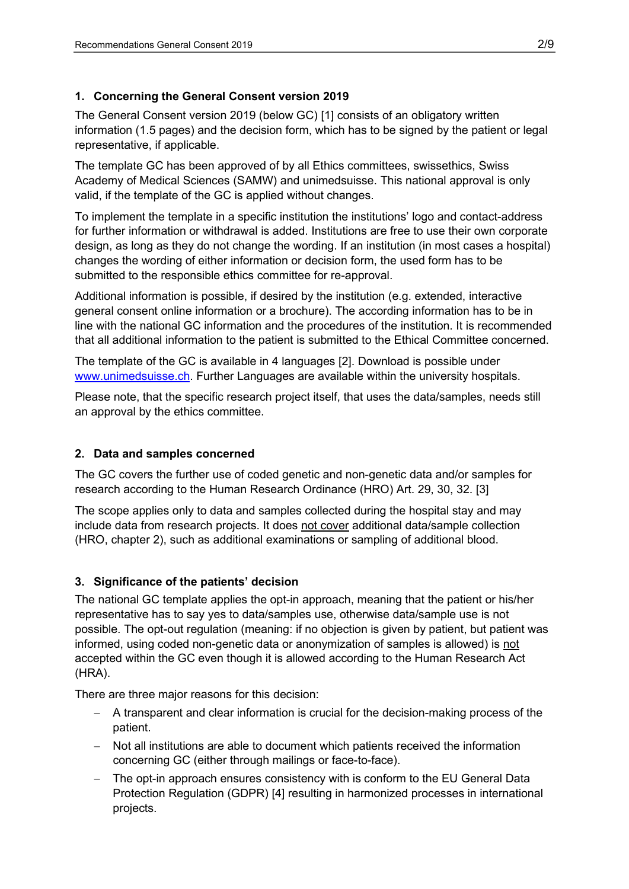## 1. Concerning the General Consent version 2019

The General Consent version 2019 (below GC) [1] consists of an obligatory written information (1.5 pages) and the decision form, which has to be signed by the patient or legal representative, if applicable.

The template GC has been approved of by all Ethics committees, swissethics, Swiss Academy of Medical Sciences (SAMW) and unimedsuisse. This national approval is only valid, if the template of the GC is applied without changes.

To implement the template in a specific institution the institutions' logo and contact-address for further information or withdrawal is added. Institutions are free to use their own corporate design, as long as they do not change the wording. If an institution (in most cases a hospital) changes the wording of either information or decision form, the used form has to be submitted to the responsible ethics committee for re-approval.

Additional information is possible, if desired by the institution (e.g. extended, interactive general consent online information or a brochure). The according information has to be in line with the national GC information and the procedures of the institution. It is recommended that all additional information to the patient is submitted to the Ethical Committee concerned.

The template of the GC is available in 4 languages [2]. Download is possible under www.unimedsuisse.ch. Further Languages are available within the university hospitals.

Please note, that the specific research project itself, that uses the data/samples, needs still an approval by the ethics committee.

## 2. Data and samples concerned

The GC covers the further use of coded genetic and non-genetic data and/or samples for research according to the Human Research Ordinance (HRO) Art. 29, 30, 32. [3]

The scope applies only to data and samples collected during the hospital stay and may include data from research projects. It does not cover additional data/sample collection (HRO, chapter 2), such as additional examinations or sampling of additional blood.

## 3. Significance of the patients' decision

The national GC template applies the opt-in approach, meaning that the patient or his/her representative has to say yes to data/samples use, otherwise data/sample use is not possible. The opt-out regulation (meaning: if no objection is given by patient, but patient was informed, using coded non-genetic data or anonymization of samples is allowed) is not accepted within the GC even though it is allowed according to the Human Research Act (HRA).

There are three major reasons for this decision:

- A transparent and clear information is crucial for the decision-making process of the patient.
- Not all institutions are able to document which patients received the information concerning GC (either through mailings or face-to-face).
- The opt-in approach ensures consistency with is conform to the EU General Data Protection Regulation (GDPR) [4] resulting in harmonized processes in international projects.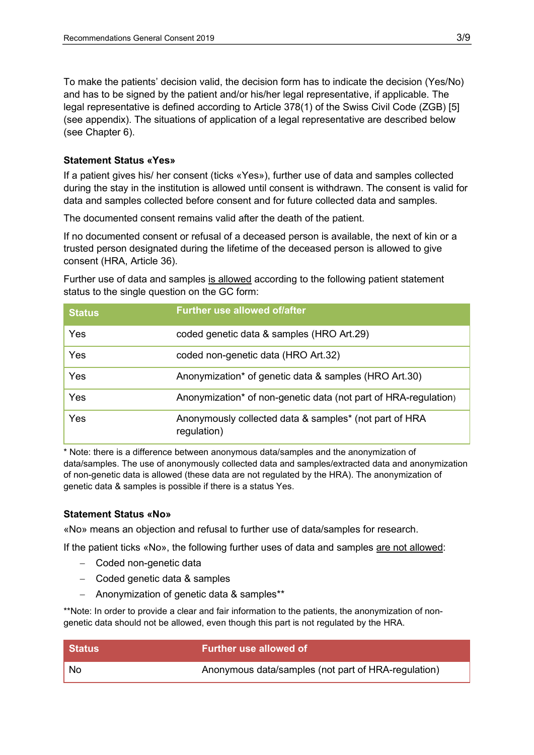To make the patients' decision valid, the decision form has to indicate the decision (Yes/No) and has to be signed by the patient and/or his/her legal representative, if applicable. The legal representative is defined according to Article 378(1) of the Swiss Civil Code (ZGB) [5] (see appendix). The situations of application of a legal representative are described below (see Chapter 6).

**Statement Status «Yes»**

If a patient gives his/ her consent (ticks «Yes»), further use of data and samples collected during the stay in the institution is allowed until consent is withdrawn. The consent is valid for data and samples collected before consent and for future collected data and samples.

The documented consent remains valid after the death of the patient.

If no documented consent or refusal of a deceased person is available, the next of kin or a trusted person designated during the lifetime of the deceased person is allowed to give consent (HRA, Article 36).

Further use of data and samples is allowed according to the following patient statement status to the single question on the GC form:

| Status | Further use allowed of/after |
|---|---|
| Yes | coded genetic data & samples (HRO Art.29) |
| Yes | coded non-genetic data (HRO Art.32) |
| Yes | Anonymization* of genetic data & samples (HRO Art.30) |
| Yes | Anonymization* of non-genetic data (not part of HRA-regulation) |
| Yes | Anonymously collected data & samples* (not part of HRA regulation) |

* Note: there is a difference between anonymous data/samples and the anonymization of data/samples. The use of anonymously collected data and samples/extracted data and anonymization of non-genetic data is allowed (these data are not regulated by the HRA). The anonymization of genetic data & samples is possible if there is a status Yes.

**Statement Status «No»**

«No» means an objection and refusal to further use of data/samples for research.

If the patient ticks «No», the following further uses of data and samples are not allowed:

- Coded non-genetic data
- Coded genetic data & samples
- Anonymization of genetic data & samples**

**Note: In order to provide a clear and fair information to the patients, the anonymization of non-genetic data should not be allowed, even though this part is not regulated by the HRA.

| Status | Further use allowed of |
|---|---|
| No | Anonymous data/samples (not part of HRA-regulation) |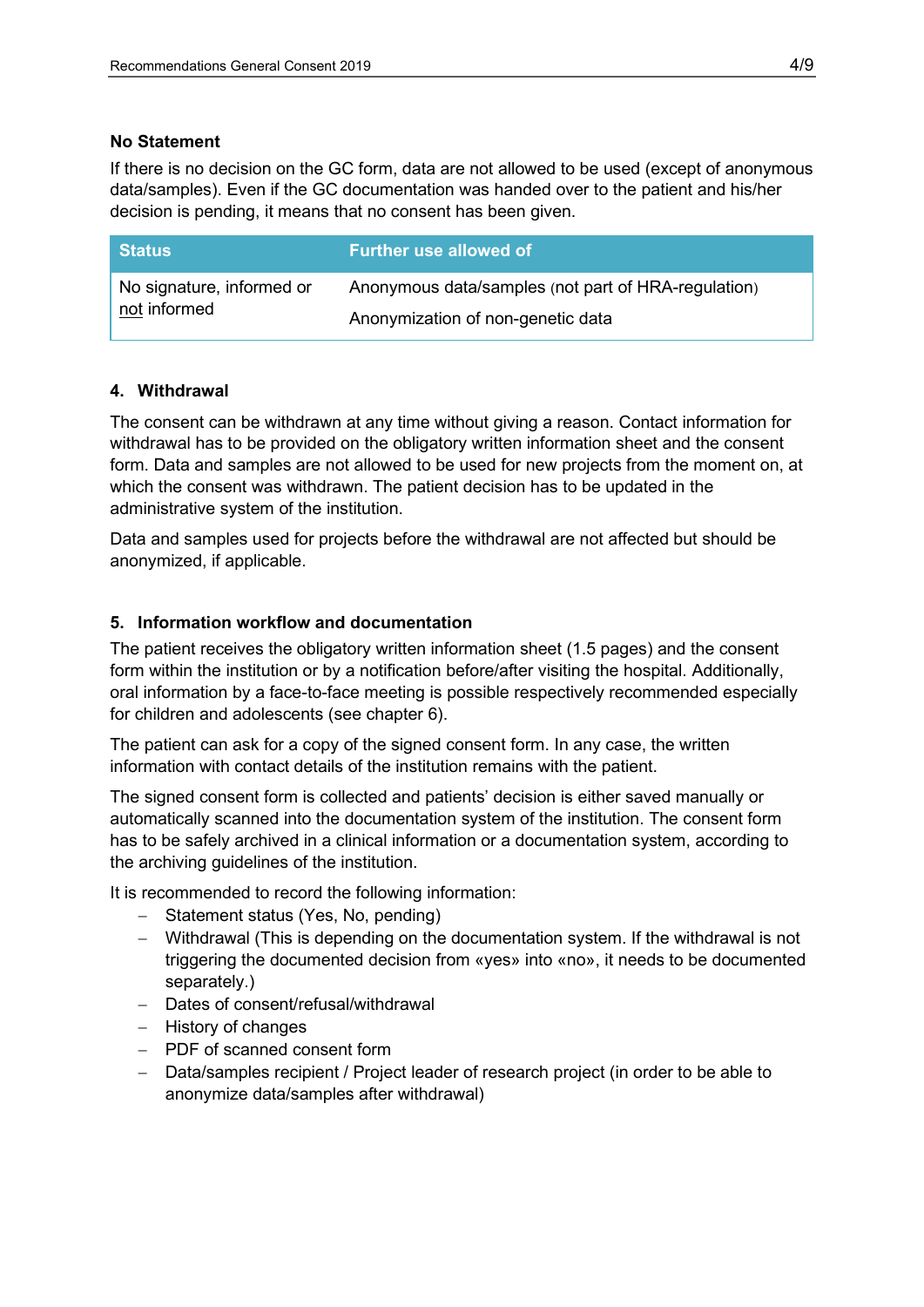**No Statement**

If there is no decision on the GC form, data are not allowed to be used (except of anonymous data/samples). Even if the GC documentation was handed over to the patient and his/her decision is pending, it means that no consent has been given.

| Status | Further use allowed of |
|---|---|
| No signature, informed or not informed | Anonymous data/samples (not part of HRA-regulation)<br>Anonymization of non-genetic data |

## 4. Withdrawal

The consent can be withdrawn at any time without giving a reason. Contact information for withdrawal has to be provided on the obligatory written information sheet and the consent form. Data and samples are not allowed to be used for new projects from the moment on, at which the consent was withdrawn. The patient decision has to be updated in the administrative system of the institution.

Data and samples used for projects before the withdrawal are not affected but should be anonymized, if applicable.

## 5. Information workflow and documentation

The patient receives the obligatory written information sheet (1.5 pages) and the consent form within the institution or by a notification before/after visiting the hospital. Additionally, oral information by a face-to-face meeting is possible respectively recommended especially for children and adolescents (see chapter 6).

The patient can ask for a copy of the signed consent form. In any case, the written information with contact details of the institution remains with the patient.

The signed consent form is collected and patients' decision is either saved manually or automatically scanned into the documentation system of the institution. The consent form has to be safely archived in a clinical information or a documentation system, according to the archiving guidelines of the institution.

It is recommended to record the following information:

- Statement status (Yes, No, pending)
- Withdrawal (This is depending on the documentation system. If the withdrawal is not triggering the documented decision from «yes» into «no», it needs to be documented separately.)
- Dates of consent/refusal/withdrawal
- History of changes
- PDF of scanned consent form
- Data/samples recipient / Project leader of research project (in order to be able to anonymize data/samples after withdrawal)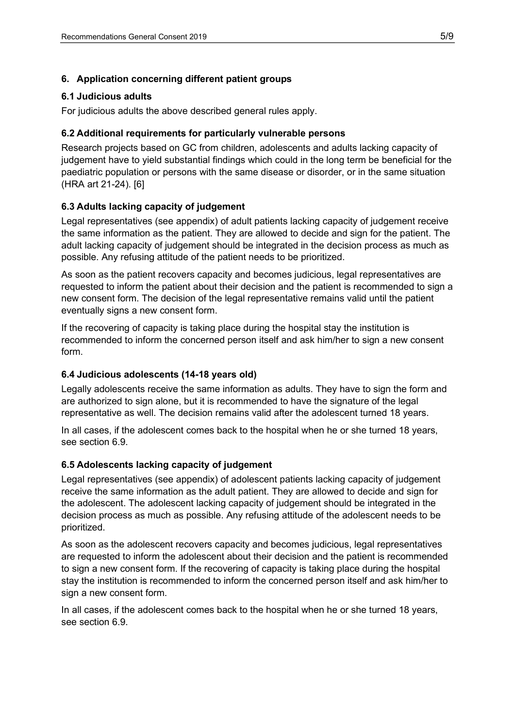## 6. Application concerning different patient groups

### 6.1 Judicious adults

For judicious adults the above described general rules apply.

### 6.2 Additional requirements for particularly vulnerable persons

Research projects based on GC from children, adolescents and adults lacking capacity of judgement have to yield substantial findings which could in the long term be beneficial for the paediatric population or persons with the same disease or disorder, or in the same situation (HRA art 21-24). [6]

### 6.3 Adults lacking capacity of judgement

Legal representatives (see appendix) of adult patients lacking capacity of judgement receive the same information as the patient. They are allowed to decide and sign for the patient. The adult lacking capacity of judgement should be integrated in the decision process as much as possible. Any refusing attitude of the patient needs to be prioritized.

As soon as the patient recovers capacity and becomes judicious, legal representatives are requested to inform the patient about their decision and the patient is recommended to sign a new consent form. The decision of the legal representative remains valid until the patient eventually signs a new consent form.

If the recovering of capacity is taking place during the hospital stay the institution is recommended to inform the concerned person itself and ask him/her to sign a new consent form.

### 6.4 Judicious adolescents (14-18 years old)

Legally adolescents receive the same information as adults. They have to sign the form and are authorized to sign alone, but it is recommended to have the signature of the legal representative as well. The decision remains valid after the adolescent turned 18 years.

In all cases, if the adolescent comes back to the hospital when he or she turned 18 years, see section 6.9.

### 6.5 Adolescents lacking capacity of judgement

Legal representatives (see appendix) of adolescent patients lacking capacity of judgement receive the same information as the adult patient. They are allowed to decide and sign for the adolescent. The adolescent lacking capacity of judgement should be integrated in the decision process as much as possible. Any refusing attitude of the adolescent needs to be prioritized.

As soon as the adolescent recovers capacity and becomes judicious, legal representatives are requested to inform the adolescent about their decision and the patient is recommended to sign a new consent form. If the recovering of capacity is taking place during the hospital stay the institution is recommended to inform the concerned person itself and ask him/her to sign a new consent form.

In all cases, if the adolescent comes back to the hospital when he or she turned 18 years, see section 6.9.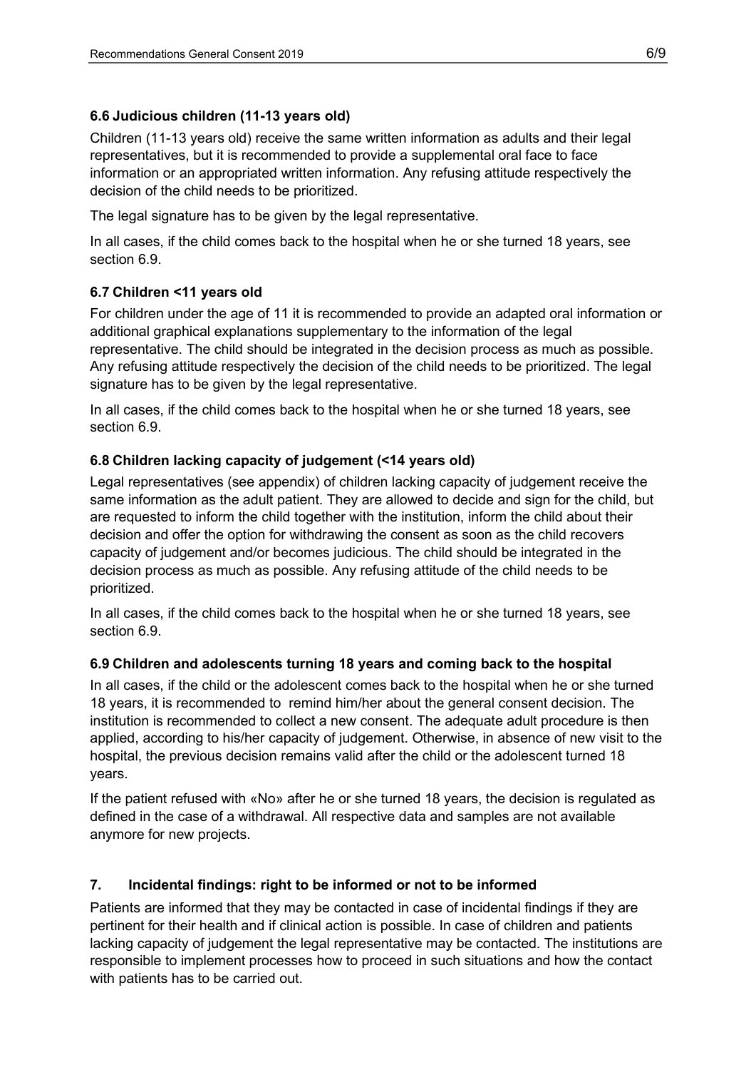### 6.6 Judicious children (11-13 years old)

Children (11-13 years old) receive the same written information as adults and their legal representatives, but it is recommended to provide a supplemental oral face to face information or an appropriated written information. Any refusing attitude respectively the decision of the child needs to be prioritized.

The legal signature has to be given by the legal representative.

In all cases, if the child comes back to the hospital when he or she turned 18 years, see section 6.9.

### 6.7 Children <11 years old

For children under the age of 11 it is recommended to provide an adapted oral information or additional graphical explanations supplementary to the information of the legal representative. The child should be integrated in the decision process as much as possible. Any refusing attitude respectively the decision of the child needs to be prioritized. The legal signature has to be given by the legal representative.

In all cases, if the child comes back to the hospital when he or she turned 18 years, see section 6.9.

### 6.8 Children lacking capacity of judgement (<14 years old)

Legal representatives (see appendix) of children lacking capacity of judgement receive the same information as the adult patient. They are allowed to decide and sign for the child, but are requested to inform the child together with the institution, inform the child about their decision and offer the option for withdrawing the consent as soon as the child recovers capacity of judgement and/or becomes judicious. The child should be integrated in the decision process as much as possible. Any refusing attitude of the child needs to be prioritized.

In all cases, if the child comes back to the hospital when he or she turned 18 years, see section 6.9.

### 6.9 Children and adolescents turning 18 years and coming back to the hospital

In all cases, if the child or the adolescent comes back to the hospital when he or she turned 18 years, it is recommended to remind him/her about the general consent decision. The institution is recommended to collect a new consent. The adequate adult procedure is then applied, according to his/her capacity of judgement. Otherwise, in absence of new visit to the hospital, the previous decision remains valid after the child or the adolescent turned 18 years.

If the patient refused with «No» after he or she turned 18 years, the decision is regulated as defined in the case of a withdrawal. All respective data and samples are not available anymore for new projects.

## 7. Incidental findings: right to be informed or not to be informed

Patients are informed that they may be contacted in case of incidental findings if they are pertinent for their health and if clinical action is possible. In case of children and patients lacking capacity of judgement the legal representative may be contacted. The institutions are responsible to implement processes how to proceed in such situations and how the contact with patients has to be carried out.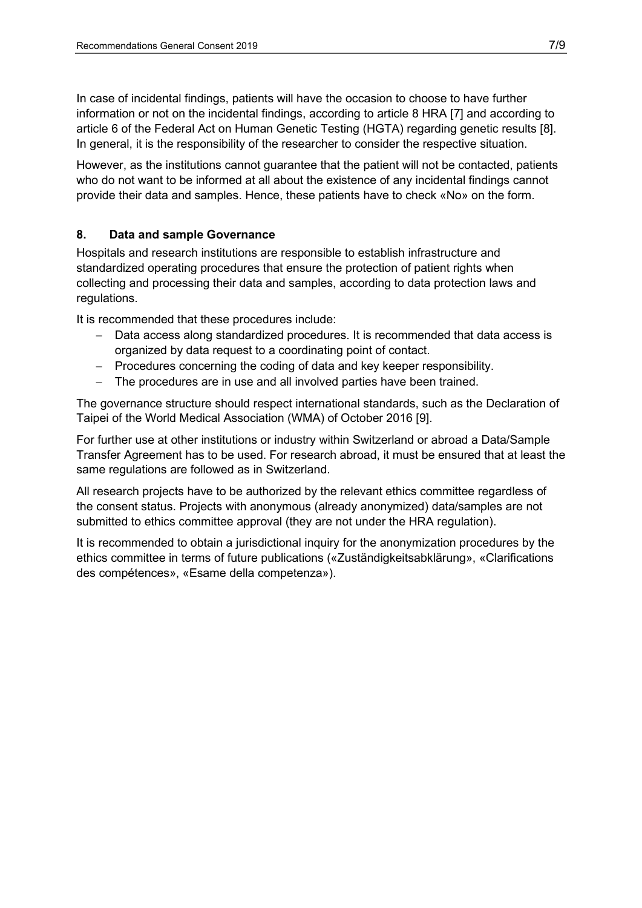In case of incidental findings, patients will have the occasion to choose to have further information or not on the incidental findings, according to article 8 HRA [7] and according to article 6 of the Federal Act on Human Genetic Testing (HGTA) regarding genetic results [8]. In general, it is the responsibility of the researcher to consider the respective situation.

However, as the institutions cannot guarantee that the patient will not be contacted, patients who do not want to be informed at all about the existence of any incidental findings cannot provide their data and samples. Hence, these patients have to check «No» on the form.

## 8. Data and sample Governance

Hospitals and research institutions are responsible to establish infrastructure and standardized operating procedures that ensure the protection of patient rights when collecting and processing their data and samples, according to data protection laws and regulations.

It is recommended that these procedures include:

- Data access along standardized procedures. It is recommended that data access is organized by data request to a coordinating point of contact.
- Procedures concerning the coding of data and key keeper responsibility.
- The procedures are in use and all involved parties have been trained.

The governance structure should respect international standards, such as the Declaration of Taipei of the World Medical Association (WMA) of October 2016 [9].

For further use at other institutions or industry within Switzerland or abroad a Data/Sample Transfer Agreement has to be used. For research abroad, it must be ensured that at least the same regulations are followed as in Switzerland.

All research projects have to be authorized by the relevant ethics committee regardless of the consent status. Projects with anonymous (already anonymized) data/samples are not submitted to ethics committee approval (they are not under the HRA regulation).

It is recommended to obtain a jurisdictional inquiry for the anonymization procedures by the ethics committee in terms of future publications («Zuständigkeitsabklärung», «Clarifications des compétences», «Esame della competenza»).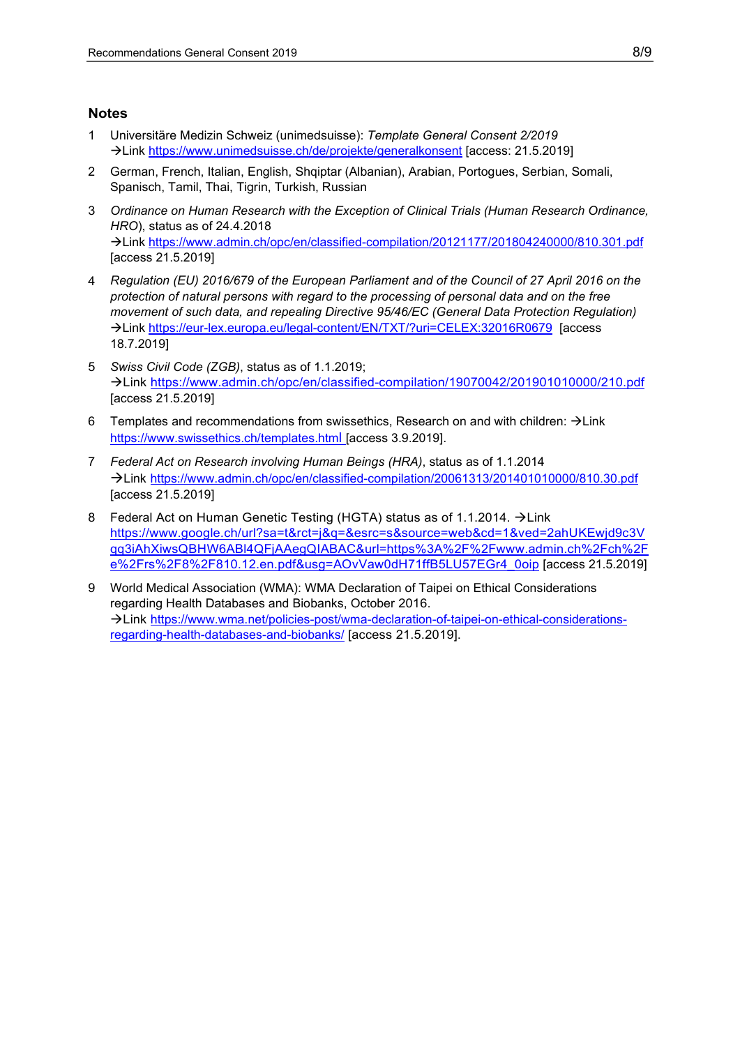## Notes

1. Universitäre Medizin Schweiz (unimedsuisse): *Template General Consent 2/2019* →Link https://www.unimedsuisse.ch/de/projekte/generalkonsent [access: 21.5.2019]
2. German, French, Italian, English, Shqiptar (Albanian), Arabian, Portogues, Serbian, Somali, Spanisch, Tamil, Thai, Tigrin, Turkish, Russian
3. *Ordinance on Human Research with the Exception of Clinical Trials (Human Research Ordinance, HRO*), status as of 24.4.2018 →Link https://www.admin.ch/opc/en/classified-compilation/20121177/201804240000/810.301.pdf [access 21.5.2019]
4. *Regulation (EU) 2016/679 of the European Parliament and of the Council of 27 April 2016 on the protection of natural persons with regard to the processing of personal data and on the free movement of such data, and repealing Directive 95/46/EC (General Data Protection Regulation)* →Link https://eur-lex.europa.eu/legal-content/EN/TXT/?uri=CELEX:32016R0679 [access 18.7.2019]
5. *Swiss Civil Code (ZGB)*, status as of 1.1.2019; →Link https://www.admin.ch/opc/en/classified-compilation/19070042/201901010000/210.pdf [access 21.5.2019]
6. Templates and recommendations from swissethics, Research on and with children: →Link https://www.swissethics.ch/templates.html [access 3.9.2019].
7. *Federal Act on Research involving Human Beings (HRA)*, status as of 1.1.2014 →Link https://www.admin.ch/opc/en/classified-compilation/20061313/201401010000/810.30.pdf [access 21.5.2019]
8. Federal Act on Human Genetic Testing (HGTA) status as of 1.1.2014. →Link https://www.google.ch/url?sa=t&rct=j&q=&esrc=s&source=web&cd=1&ved=2ahUKEwjd9c3Vqq3iAhXiwsQBHW6ABl4QFjAAegQIABAC&url=https%3A%2F%2Fwww.admin.ch%2Fch%2Fe%2Frs%2F8%2F810.12.en.pdf&usg=AOvVaw0dH71ffB5LU57EGr4_0oip [access 21.5.2019]
9. World Medical Association (WMA): WMA Declaration of Taipei on Ethical Considerations regarding Health Databases and Biobanks, October 2016. →Link https://www.wma.net/policies-post/wma-declaration-of-taipei-on-ethical-considerations-regarding-health-databases-and-biobanks/ [access 21.5.2019].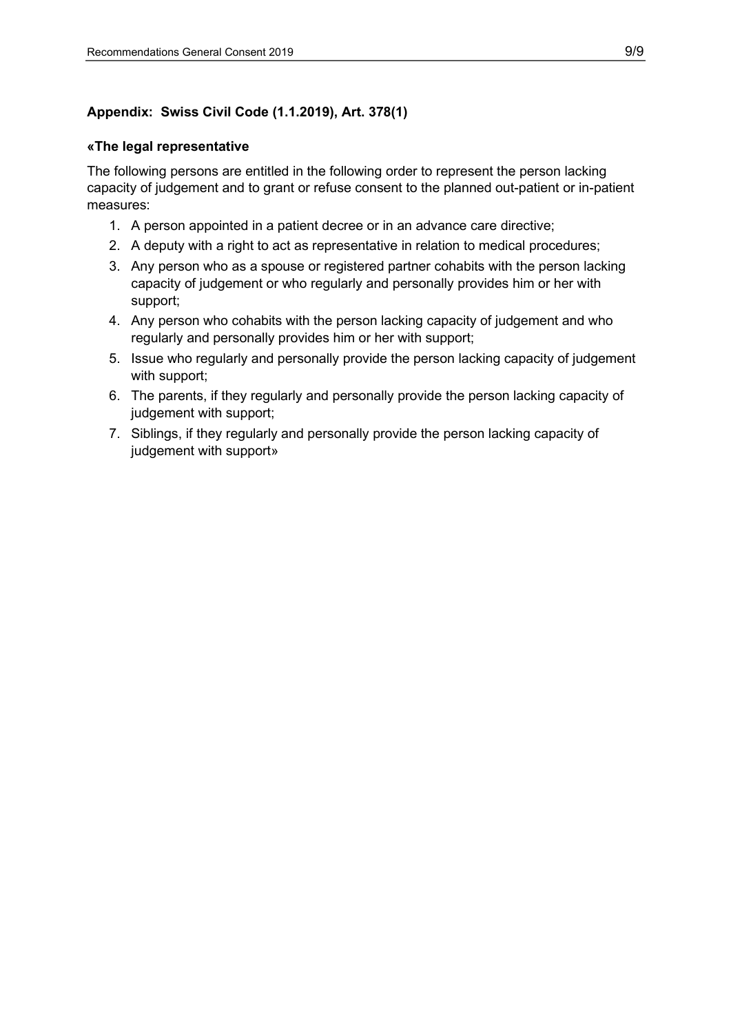### Appendix: Swiss Civil Code (1.1.2019), Art. 378(1)

**«The legal representative**

The following persons are entitled in the following order to represent the person lacking capacity of judgement and to grant or refuse consent to the planned out-patient or in-patient measures:

1. A person appointed in a patient decree or in an advance care directive;
2. A deputy with a right to act as representative in relation to medical procedures;
3. Any person who as a spouse or registered partner cohabits with the person lacking capacity of judgement or who regularly and personally provides him or her with support;
4. Any person who cohabits with the person lacking capacity of judgement and who regularly and personally provides him or her with support;
5. Issue who regularly and personally provide the person lacking capacity of judgement with support;
6. The parents, if they regularly and personally provide the person lacking capacity of judgement with support;
7. Siblings, if they regularly and personally provide the person lacking capacity of judgement with support»